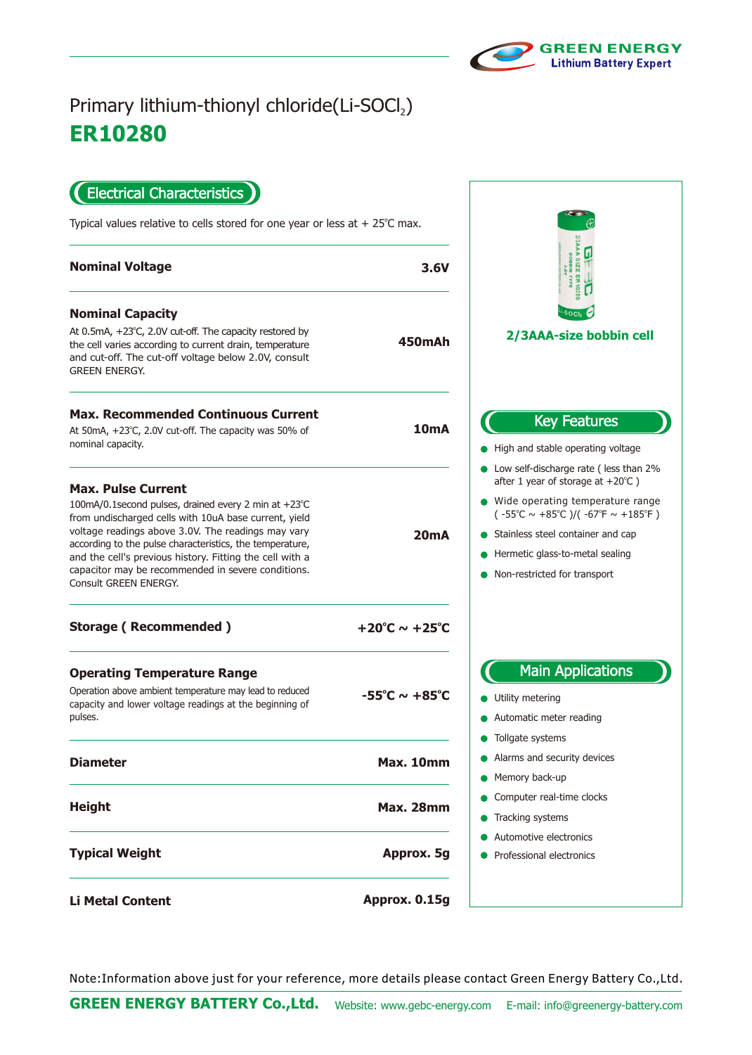GREEN ENERGY
Lithium Battery Expert

# Primary lithium-thionyl chloride(Li-$SOCl_2$)

# ER10280

## Electrical Characteristics

Typical values relative to cells stored for one year or less at + 25℃ max.

| | |
|---|---|
| **Nominal Voltage** | **3.6V** |
| **Nominal Capacity**<br>At 0.5mA, +23℃, 2.0V cut-off. The capacity restored by the cell varies according to current drain, temperature and cut-off. The cut-off voltage below 2.0V, consult GREEN ENERGY. | **450mAh** |
| **Max. Recommended Continuous Current**<br>At 50mA, +23℃, 2.0V cut-off. The capacity was 50% of nominal capacity. | **10mA** |
| **Max. Pulse Current**<br>100mA/0.1second pulses, drained every 2 min at +23℃ from undischarged cells with 10uA base current, yield voltage readings above 3.0V. The readings may vary according to the pulse characteristics, the temperature, and the cell's previous history. Fitting the cell with a capacitor may be recommended in severe conditions. Consult GREEN ENERGY. | **20mA** |
| **Storage ( Recommended )** | **+20℃ ~ +25℃** |
| **Operating Temperature Range**<br>Operation above ambient temperature may lead to reduced capacity and lower voltage readings at the beginning of pulses. | **-55℃ ~ +85℃** |
| **Diameter** | **Max. 10mm** |
| **Height** | **Max. 28mm** |
| **Typical Weight** | **Approx. 5g** |
| **Li Metal Content** | **Approx. 0.15g** |

**2/3AAA-size bobbin cell**

## Key Features

- High and stable operating voltage
- Low self-discharge rate ( less than 2% after 1 year of storage at +20℃ )
- Wide operating temperature range ( -55℃ ~ +85℃ )/( -67℉ ~ +185℉ )
- Stainless steel container and cap
- Hermetic glass-to-metal sealing
- Non-restricted for transport

## Main Applications

- Utility metering
- Automatic meter reading
- Tollgate systems
- Alarms and security devices
- Memory back-up
- Computer real-time clocks
- Tracking systems
- Automotive electronics
- Professional electronics

Note:Information above just for your reference, more details please contact Green Energy Battery Co.,Ltd.

**GREEN ENERGY BATTERY Co.,Ltd.** Website: www.gebc-energy.com E-mail: info@greenergy-battery.com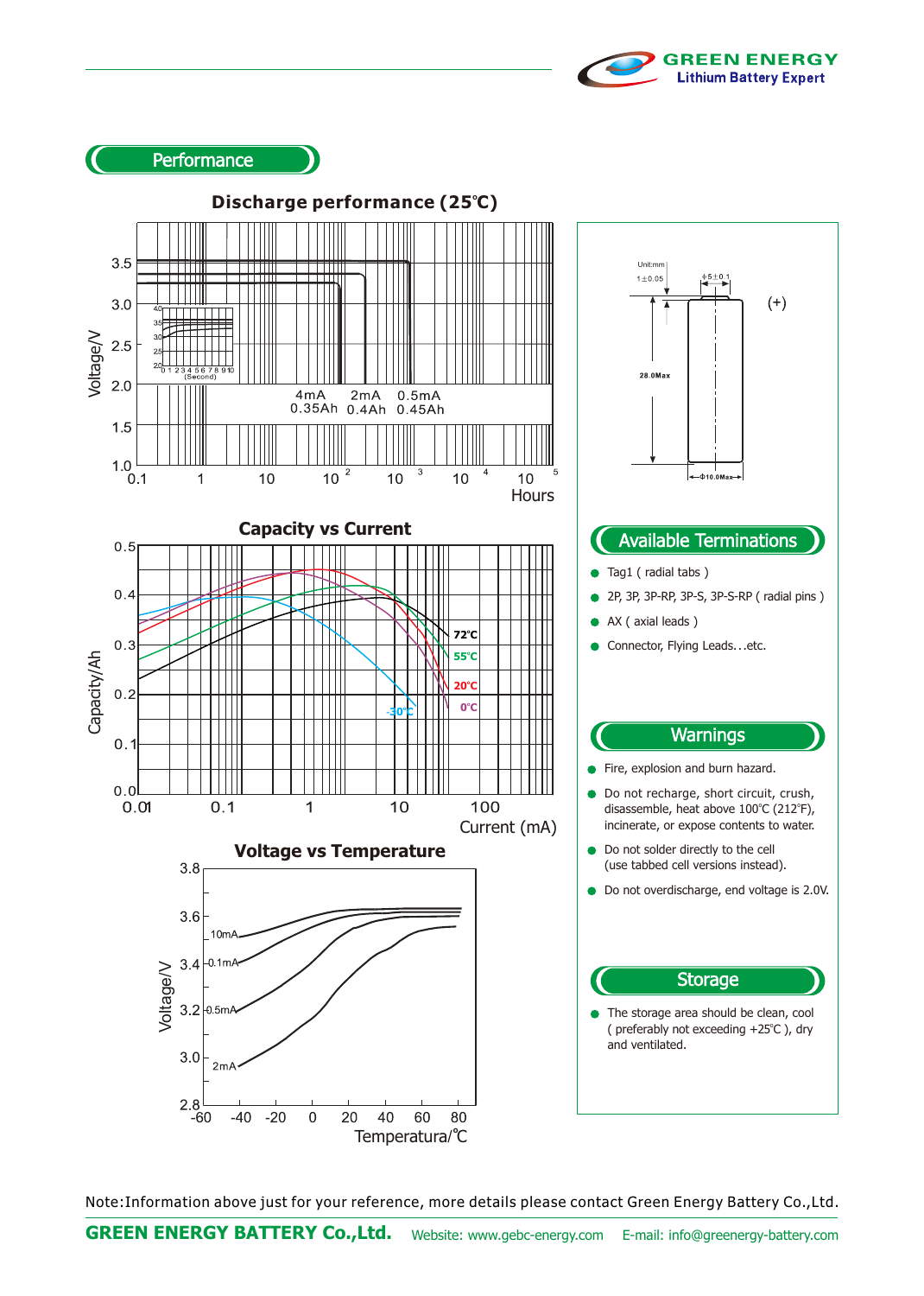## Performance

### Discharge performance (25℃)

Voltage/V

3.5
3.0
2.5
2.0
1.5
1.0

4.0
3.5
3.0
2.5
2.0
0 1 2 3 4 5 6 7 8 9 10
(Second)

4mA 0.35Ah
2mA 0.4Ah
0.5mA 0.45Ah

0.1 1 10 $10^2$ $10^3$ $10^4$ $10^5$
Hours

### Capacity vs Current

Capacity/Ah

0.5
0.4
0.3
0.2
0.1
0.0

72℃
55℃
20℃
-30℃
0℃

0.01 0.1 1 10 100
Current (mA)

### Voltage vs Temperature

Voltage/V

3.8
3.6
3.4
3.2
3.0
2.8

10mA
0.1mA
0.5mA
2mA

-60 -40 -20 0 20 40 60 80
Temperatura/℃

Unit:mm
1±0.05
Φ5±0.1
(+)
28.0Max
Φ10.0Max

## Available Terminations

- Tag1 ( radial tabs )
- 2P, 3P, 3P-RP, 3P-S, 3P-S-RP ( radial pins )
- AX ( axial leads )
- Connector, Flying Leads…etc.

## Warnings

- Fire, explosion and burn hazard.
- Do not recharge, short circuit, crush, disassemble, heat above 100℃ (212℉), incinerate, or expose contents to water.
- Do not solder directly to the cell (use tabbed cell versions instead).
- Do not overdischarge, end voltage is 2.0V.

## Storage

- The storage area should be clean, cool ( preferably not exceeding +25℃ ), dry and ventilated.

Note:Information above just for your reference, more details please contact Green Energy Battery Co.,Ltd.